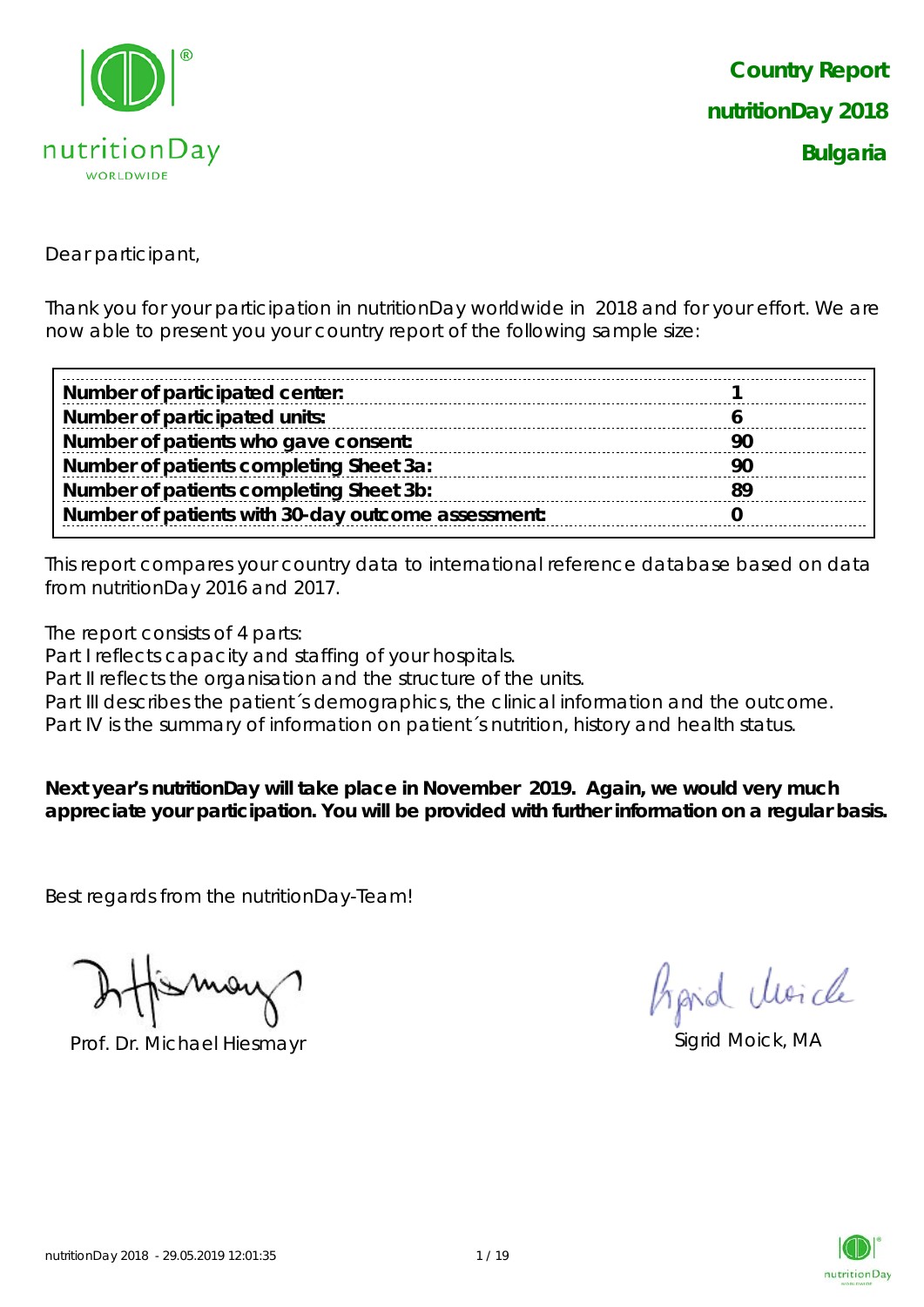# Country Report
## nutritionDay 2018
## Bulgaria

Dear participant,

Thank you for your participation in nutritionDay worldwide in 2018 and for your effort. We are now able to present you your country report of the following sample size:

| | |
|---|---|
| **Number of participated center:** | **1** |
| **Number of participated units:** | **6** |
| **Number of patients who gave consent:** | **90** |
| **Number of patients completing Sheet 3a:** | **90** |
| **Number of patients completing Sheet 3b:** | **89** |
| **Number of patients with 30-day outcome assessment:** | **0** |

This report compares your country data to international reference database based on data from nutritionDay 2016 and 2017.

The report consists of 4 parts:
Part I reflects capacity and staffing of your hospitals.
Part II reflects the organisation and the structure of the units.
Part III describes the patient´s demographics, the clinical information and the outcome.
Part IV is the summary of information on patient´s nutrition, history and health status.

**Next year's nutritionDay will take place in November 2019. Again, we would very much appreciate your participation. You will be provided with further information on a regular basis.**

Best regards from the nutritionDay-Team!

Prof. Dr. Michael Hiesmayr

Sigrid Moick, MA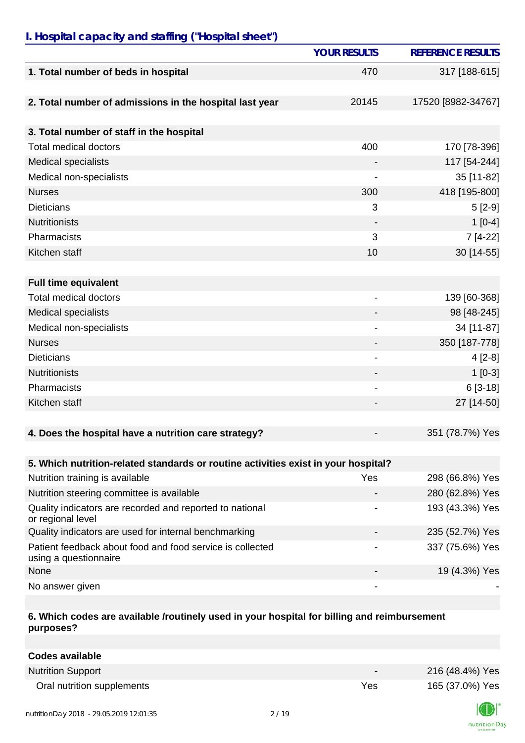## I. Hospital capacity and staffing ("Hospital sheet")

| | YOUR RESULTS | REFERENCE RESULTS |
|---|---|---|
| **1. Total number of beds in hospital** | 470 | 317 [188-615] |
| **2. Total number of admissions in the hospital last year** | 20145 | 17520 [8982-34767] |
| **3. Total number of staff in the hospital** | | |
| Total medical doctors | 400 | 170 [78-396] |
| Medical specialists | - | 117 [54-244] |
| Medical non-specialists | - | 35 [11-82] |
| Nurses | 300 | 418 [195-800] |
| Dieticians | 3 | 5 [2-9] |
| Nutritionists | - | 1 [0-4] |
| Pharmacists | 3 | 7 [4-22] |
| Kitchen staff | 10 | 30 [14-55] |
| **Full time equivalent** | | |
| Total medical doctors | - | 139 [60-368] |
| Medical specialists | - | 98 [48-245] |
| Medical non-specialists | - | 34 [11-87] |
| Nurses | - | 350 [187-778] |
| Dieticians | - | 4 [2-8] |
| Nutritionists | - | 1 [0-3] |
| Pharmacists | - | 6 [3-18] |
| Kitchen staff | - | 27 [14-50] |
| **4. Does the hospital have a nutrition care strategy?** | - | 351 (78.7%) Yes |
| **5. Which nutrition-related standards or routine activities exist in your hospital?** | | |
| Nutrition training is available | Yes | 298 (66.8%) Yes |
| Nutrition steering committee is available | - | 280 (62.8%) Yes |
| Quality indicators are recorded and reported to national or regional level | - | 193 (43.3%) Yes |
| Quality indicators are used for internal benchmarking | - | 235 (52.7%) Yes |
| Patient feedback about food and food service is collected using a questionnaire | - | 337 (75.6%) Yes |
| None | - | 19 (4.3%) Yes |
| No answer given | - | - |
| **6. Which codes are available /routinely used in your hospital for billing and reimbursement purposes?** | | |
| **Codes available** | | |
| Nutrition Support | - | 216 (48.4%) Yes |
| Oral nutrition supplements | Yes | 165 (37.0%) Yes |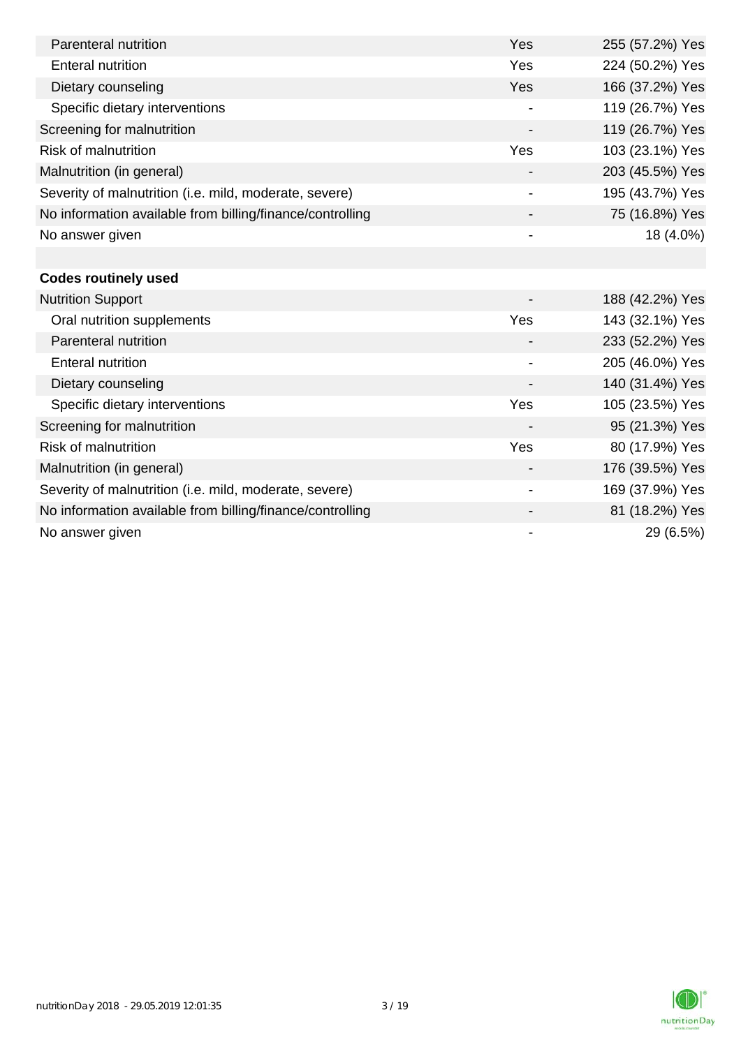| | | |
|---|---|---|
| Parenteral nutrition | Yes | 255 (57.2%) Yes |
| Enteral nutrition | Yes | 224 (50.2%) Yes |
| Dietary counseling | Yes | 166 (37.2%) Yes |
| Specific dietary interventions | - | 119 (26.7%) Yes |
| Screening for malnutrition | - | 119 (26.7%) Yes |
| Risk of malnutrition | Yes | 103 (23.1%) Yes |
| Malnutrition (in general) | - | 203 (45.5%) Yes |
| Severity of malnutrition (i.e. mild, moderate, severe) | - | 195 (43.7%) Yes |
| No information available from billing/finance/controlling | - | 75 (16.8%) Yes |
| No answer given | - | 18 (4.0%) |

| **Codes routinely used** | | |
|---|---|---|
| Nutrition Support | - | 188 (42.2%) Yes |
| Oral nutrition supplements | Yes | 143 (32.1%) Yes |
| Parenteral nutrition | - | 233 (52.2%) Yes |
| Enteral nutrition | - | 205 (46.0%) Yes |
| Dietary counseling | - | 140 (31.4%) Yes |
| Specific dietary interventions | Yes | 105 (23.5%) Yes |
| Screening for malnutrition | - | 95 (21.3%) Yes |
| Risk of malnutrition | Yes | 80 (17.9%) Yes |
| Malnutrition (in general) | - | 176 (39.5%) Yes |
| Severity of malnutrition (i.e. mild, moderate, severe) | - | 169 (37.9%) Yes |
| No information available from billing/finance/controlling | - | 81 (18.2%) Yes |
| No answer given | - | 29 (6.5%) |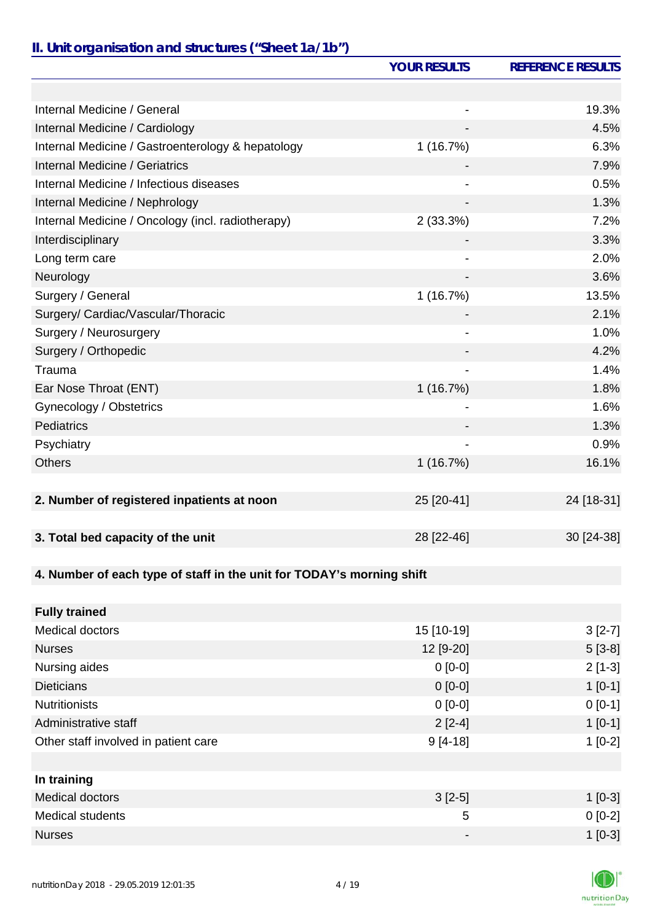## II. Unit organisation and structures ("Sheet 1a/1b")

| | YOUR RESULTS | REFERENCE RESULTS |
|---|---|---|
| | | |
| Internal Medicine / General | - | 19.3% |
| Internal Medicine / Cardiology | - | 4.5% |
| Internal Medicine / Gastroenterology & hepatology | 1 (16.7%) | 6.3% |
| Internal Medicine / Geriatrics | - | 7.9% |
| Internal Medicine / Infectious diseases | - | 0.5% |
| Internal Medicine / Nephrology | - | 1.3% |
| Internal Medicine / Oncology (incl. radiotherapy) | 2 (33.3%) | 7.2% |
| Interdisciplinary | - | 3.3% |
| Long term care | - | 2.0% |
| Neurology | - | 3.6% |
| Surgery / General | 1 (16.7%) | 13.5% |
| Surgery/ Cardiac/Vascular/Thoracic | - | 2.1% |
| Surgery / Neurosurgery | - | 1.0% |
| Surgery / Orthopedic | - | 4.2% |
| Trauma | - | 1.4% |
| Ear Nose Throat (ENT) | 1 (16.7%) | 1.8% |
| Gynecology / Obstetrics | - | 1.6% |
| Pediatrics | - | 1.3% |
| Psychiatry | - | 0.9% |
| Others | 1 (16.7%) | 16.1% |
| | | |
| **2. Number of registered inpatients at noon** | 25 [20-41] | 24 [18-31] |
| | | |
| **3. Total bed capacity of the unit** | 28 [22-46] | 30 [24-38] |
| | | |
| **4. Number of each type of staff in the unit for TODAY's morning shift** | | |
| | | |
| **Fully trained** | | |
| Medical doctors | 15 [10-19] | 3 [2-7] |
| Nurses | 12 [9-20] | 5 [3-8] |
| Nursing aides | 0 [0-0] | 2 [1-3] |
| Dieticians | 0 [0-0] | 1 [0-1] |
| Nutritionists | 0 [0-0] | 0 [0-1] |
| Administrative staff | 2 [2-4] | 1 [0-1] |
| Other staff involved in patient care | 9 [4-18] | 1 [0-2] |
| | | |
| **In training** | | |
| Medical doctors | 3 [2-5] | 1 [0-3] |
| Medical students | 5 | 0 [0-2] |
| Nurses | - | 1 [0-3] |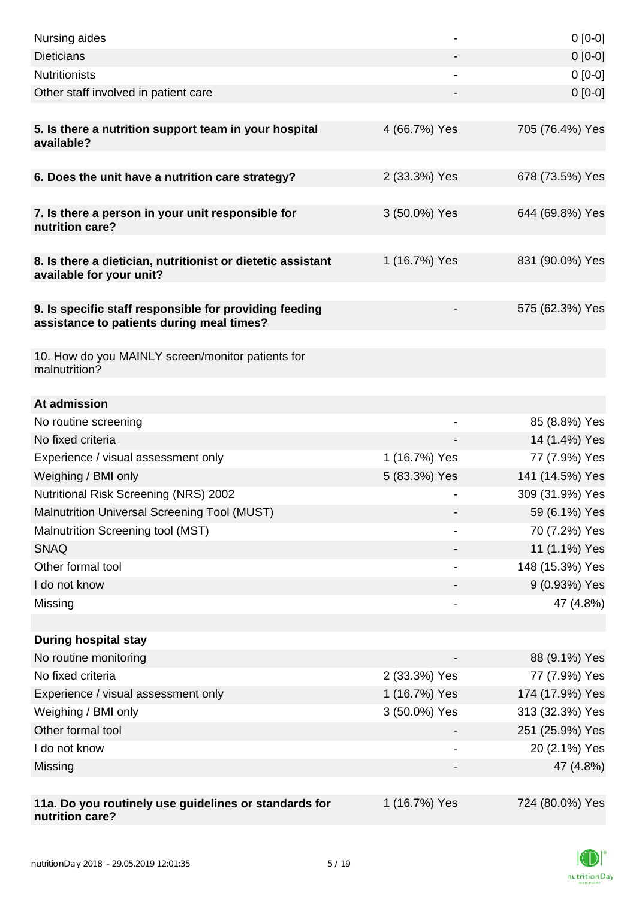| | | |
|---|---|---|
| Nursing aides | - | 0 [0-0] |
| Dieticians | - | 0 [0-0] |
| Nutritionists | - | 0 [0-0] |
| Other staff involved in patient care | - | 0 [0-0] |
| | | |
| **5. Is there a nutrition support team in your hospital available?** | 4 (66.7%) Yes | 705 (76.4%) Yes |
| | | |
| **6. Does the unit have a nutrition care strategy?** | 2 (33.3%) Yes | 678 (73.5%) Yes |
| | | |
| **7. Is there a person in your unit responsible for nutrition care?** | 3 (50.0%) Yes | 644 (69.8%) Yes |
| | | |
| **8. Is there a dietician, nutritionist or dietetic assistant available for your unit?** | 1 (16.7%) Yes | 831 (90.0%) Yes |
| | | |
| **9. Is specific staff responsible for providing feeding assistance to patients during meal times?** | - | 575 (62.3%) Yes |
| | | |
| 10. How do you MAINLY screen/monitor patients for malnutrition? | | |
| | | |
| **At admission** | | |
| No routine screening | - | 85 (8.8%) Yes |
| No fixed criteria | - | 14 (1.4%) Yes |
| Experience / visual assessment only | 1 (16.7%) Yes | 77 (7.9%) Yes |
| Weighing / BMI only | 5 (83.3%) Yes | 141 (14.5%) Yes |
| Nutritional Risk Screening (NRS) 2002 | - | 309 (31.9%) Yes |
| Malnutrition Universal Screening Tool (MUST) | - | 59 (6.1%) Yes |
| Malnutrition Screening tool (MST) | - | 70 (7.2%) Yes |
| SNAQ | - | 11 (1.1%) Yes |
| Other formal tool | - | 148 (15.3%) Yes |
| I do not know | - | 9 (0.93%) Yes |
| Missing | - | 47 (4.8%) |
| | | |
| **During hospital stay** | | |
| No routine monitoring | - | 88 (9.1%) Yes |
| No fixed criteria | 2 (33.3%) Yes | 77 (7.9%) Yes |
| Experience / visual assessment only | 1 (16.7%) Yes | 174 (17.9%) Yes |
| Weighing / BMI only | 3 (50.0%) Yes | 313 (32.3%) Yes |
| Other formal tool | - | 251 (25.9%) Yes |
| I do not know | - | 20 (2.1%) Yes |
| Missing | - | 47 (4.8%) |
| | | |
| **11a. Do you routinely use guidelines or standards for nutrition care?** | 1 (16.7%) Yes | 724 (80.0%) Yes |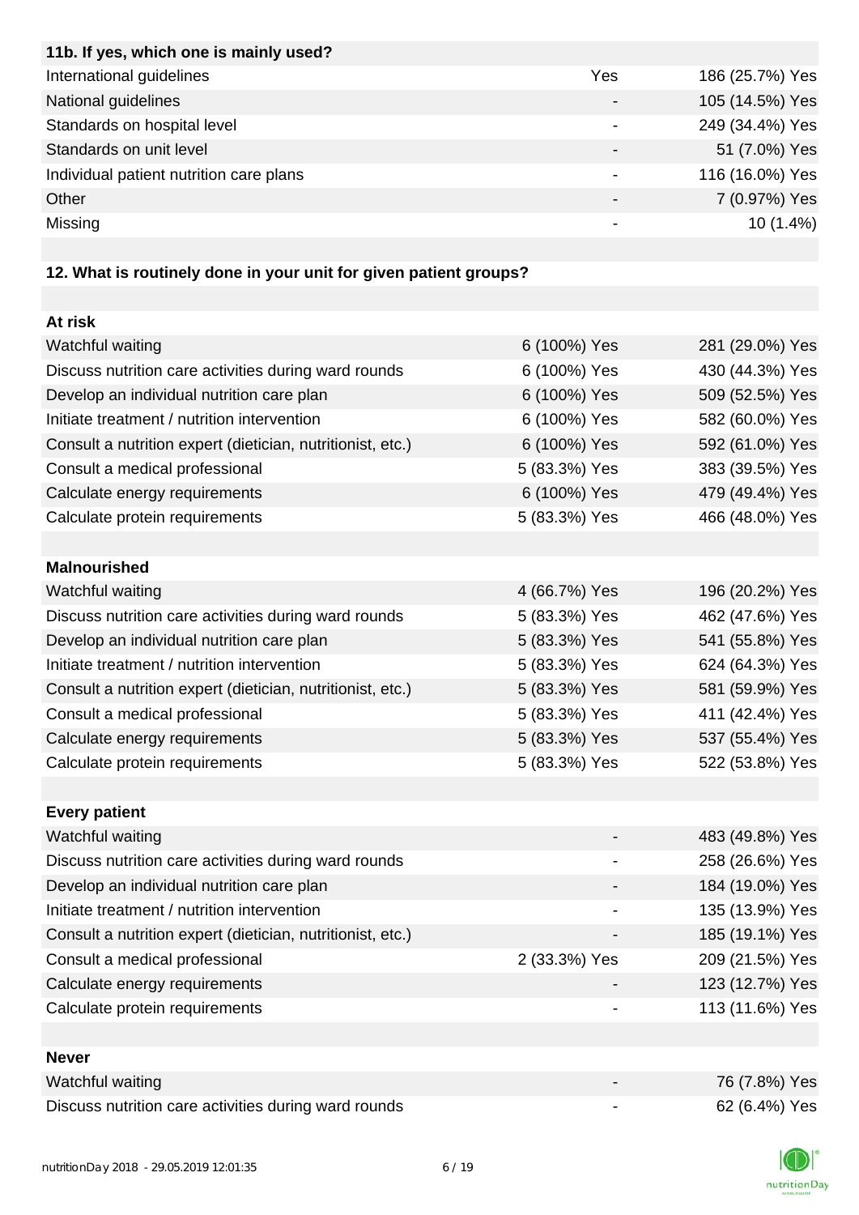| 11b. If yes, which one is mainly used? | | |
|---|---|---|
| International guidelines | Yes | 186 (25.7%) Yes |
| National guidelines | - | 105 (14.5%) Yes |
| Standards on hospital level | - | 249 (34.4%) Yes |
| Standards on unit level | - | 51 (7.0%) Yes |
| Individual patient nutrition care plans | - | 116 (16.0%) Yes |
| Other | - | 7 (0.97%) Yes |
| Missing | - | 10 (1.4%) |

| 12. What is routinely done in your unit for given patient groups? | | |
|---|---|---|
| **At risk** | | |
| Watchful waiting | 6 (100%) Yes | 281 (29.0%) Yes |
| Discuss nutrition care activities during ward rounds | 6 (100%) Yes | 430 (44.3%) Yes |
| Develop an individual nutrition care plan | 6 (100%) Yes | 509 (52.5%) Yes |
| Initiate treatment / nutrition intervention | 6 (100%) Yes | 582 (60.0%) Yes |
| Consult a nutrition expert (dietician, nutritionist, etc.) | 6 (100%) Yes | 592 (61.0%) Yes |
| Consult a medical professional | 5 (83.3%) Yes | 383 (39.5%) Yes |
| Calculate energy requirements | 6 (100%) Yes | 479 (49.4%) Yes |
| Calculate protein requirements | 5 (83.3%) Yes | 466 (48.0%) Yes |
| **Malnourished** | | |
| Watchful waiting | 4 (66.7%) Yes | 196 (20.2%) Yes |
| Discuss nutrition care activities during ward rounds | 5 (83.3%) Yes | 462 (47.6%) Yes |
| Develop an individual nutrition care plan | 5 (83.3%) Yes | 541 (55.8%) Yes |
| Initiate treatment / nutrition intervention | 5 (83.3%) Yes | 624 (64.3%) Yes |
| Consult a nutrition expert (dietician, nutritionist, etc.) | 5 (83.3%) Yes | 581 (59.9%) Yes |
| Consult a medical professional | 5 (83.3%) Yes | 411 (42.4%) Yes |
| Calculate energy requirements | 5 (83.3%) Yes | 537 (55.4%) Yes |
| Calculate protein requirements | 5 (83.3%) Yes | 522 (53.8%) Yes |
| **Every patient** | | |
| Watchful waiting | - | 483 (49.8%) Yes |
| Discuss nutrition care activities during ward rounds | - | 258 (26.6%) Yes |
| Develop an individual nutrition care plan | - | 184 (19.0%) Yes |
| Initiate treatment / nutrition intervention | - | 135 (13.9%) Yes |
| Consult a nutrition expert (dietician, nutritionist, etc.) | - | 185 (19.1%) Yes |
| Consult a medical professional | 2 (33.3%) Yes | 209 (21.5%) Yes |
| Calculate energy requirements | - | 123 (12.7%) Yes |
| Calculate protein requirements | - | 113 (11.6%) Yes |
| **Never** | | |
| Watchful waiting | - | 76 (7.8%) Yes |
| Discuss nutrition care activities during ward rounds | - | 62 (6.4%) Yes |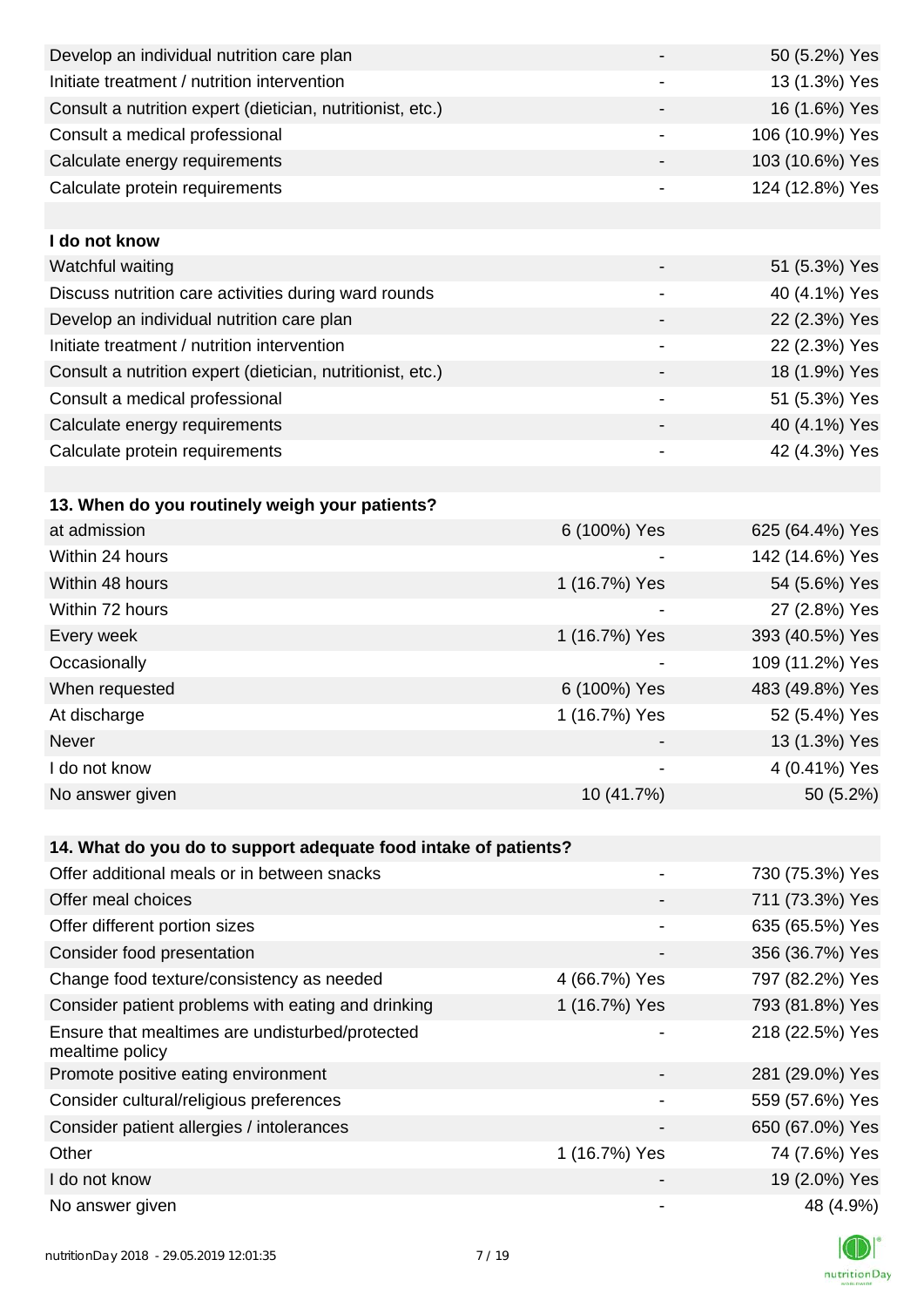| | | |
|---|---|---|
| Develop an individual nutrition care plan | - | 50 (5.2%) Yes |
| Initiate treatment / nutrition intervention | - | 13 (1.3%) Yes |
| Consult a nutrition expert (dietician, nutritionist, etc.) | - | 16 (1.6%) Yes |
| Consult a medical professional | - | 106 (10.9%) Yes |
| Calculate energy requirements | - | 103 (10.6%) Yes |
| Calculate protein requirements | - | 124 (12.8%) Yes |
| | | |
| **I do not know** | | |
| Watchful waiting | - | 51 (5.3%) Yes |
| Discuss nutrition care activities during ward rounds | - | 40 (4.1%) Yes |
| Develop an individual nutrition care plan | - | 22 (2.3%) Yes |
| Initiate treatment / nutrition intervention | - | 22 (2.3%) Yes |
| Consult a nutrition expert (dietician, nutritionist, etc.) | - | 18 (1.9%) Yes |
| Consult a medical professional | - | 51 (5.3%) Yes |
| Calculate energy requirements | - | 40 (4.1%) Yes |
| Calculate protein requirements | - | 42 (4.3%) Yes |

| **13. When do you routinely weigh your patients?** | | |
|---|---|---|
| at admission | 6 (100%) Yes | 625 (64.4%) Yes |
| Within 24 hours | - | 142 (14.6%) Yes |
| Within 48 hours | 1 (16.7%) Yes | 54 (5.6%) Yes |
| Within 72 hours | - | 27 (2.8%) Yes |
| Every week | 1 (16.7%) Yes | 393 (40.5%) Yes |
| Occasionally | - | 109 (11.2%) Yes |
| When requested | 6 (100%) Yes | 483 (49.8%) Yes |
| At discharge | 1 (16.7%) Yes | 52 (5.4%) Yes |
| Never | - | 13 (1.3%) Yes |
| I do not know | - | 4 (0.41%) Yes |
| No answer given | 10 (41.7%) | 50 (5.2%) |

| **14. What do you do to support adequate food intake of patients?** | | |
|---|---|---|
| Offer additional meals or in between snacks | - | 730 (75.3%) Yes |
| Offer meal choices | - | 711 (73.3%) Yes |
| Offer different portion sizes | - | 635 (65.5%) Yes |
| Consider food presentation | - | 356 (36.7%) Yes |
| Change food texture/consistency as needed | 4 (66.7%) Yes | 797 (82.2%) Yes |
| Consider patient problems with eating and drinking | 1 (16.7%) Yes | 793 (81.8%) Yes |
| Ensure that mealtimes are undisturbed/protected mealtime policy | - | 218 (22.5%) Yes |
| Promote positive eating environment | - | 281 (29.0%) Yes |
| Consider cultural/religious preferences | - | 559 (57.6%) Yes |
| Consider patient allergies / intolerances | - | 650 (67.0%) Yes |
| Other | 1 (16.7%) Yes | 74 (7.6%) Yes |
| I do not know | - | 19 (2.0%) Yes |
| No answer given | - | 48 (4.9%) |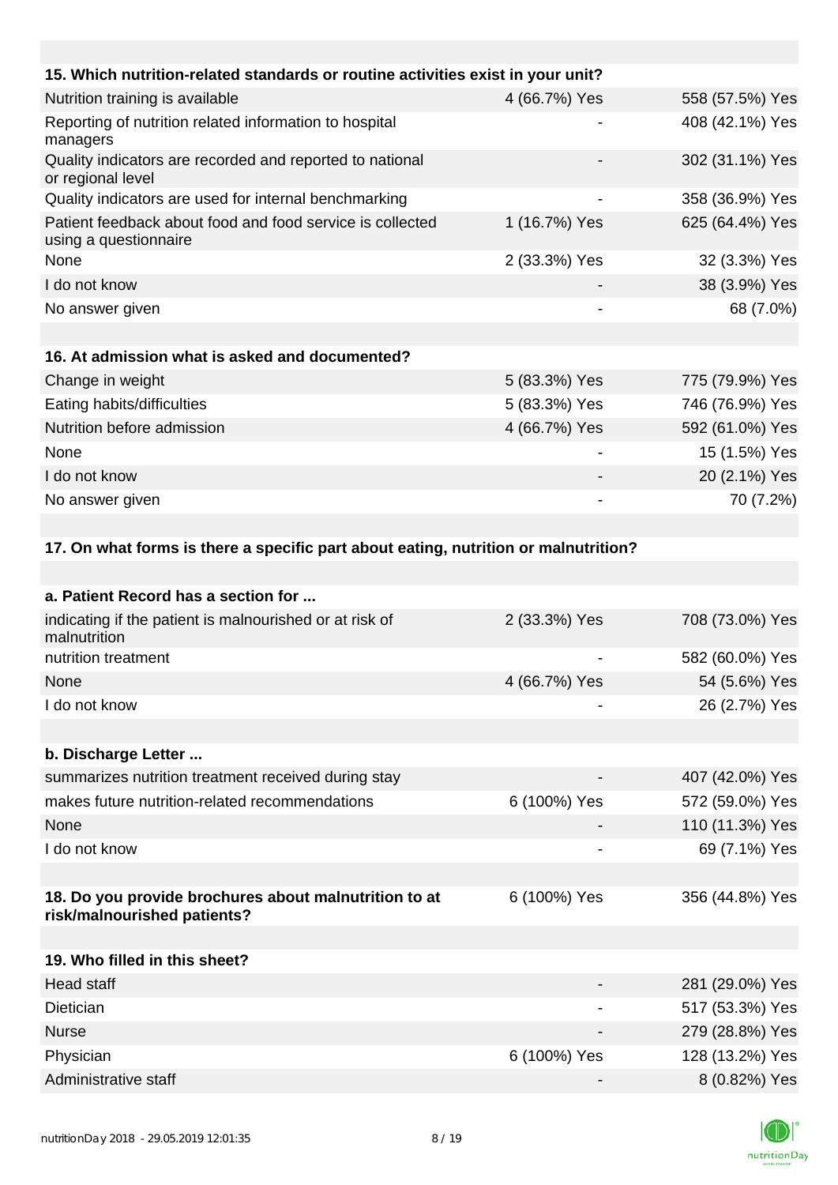| 15. Which nutrition-related standards or routine activities exist in your unit? | | |
|---|---|---|
| Nutrition training is available | 4 (66.7%) Yes | 558 (57.5%) Yes |
| Reporting of nutrition related information to hospital managers | - | 408 (42.1%) Yes |
| Quality indicators are recorded and reported to national or regional level | - | 302 (31.1%) Yes |
| Quality indicators are used for internal benchmarking | - | 358 (36.9%) Yes |
| Patient feedback about food and food service is collected using a questionnaire | 1 (16.7%) Yes | 625 (64.4%) Yes |
| None | 2 (33.3%) Yes | 32 (3.3%) Yes |
| I do not know | - | 38 (3.9%) Yes |
| No answer given | - | 68 (7.0%) |

| 16. At admission what is asked and documented? | | |
|---|---|---|
| Change in weight | 5 (83.3%) Yes | 775 (79.9%) Yes |
| Eating habits/difficulties | 5 (83.3%) Yes | 746 (76.9%) Yes |
| Nutrition before admission | 4 (66.7%) Yes | 592 (61.0%) Yes |
| None | - | 15 (1.5%) Yes |
| I do not know | - | 20 (2.1%) Yes |
| No answer given | - | 70 (7.2%) |

**17. On what forms is there a specific part about eating, nutrition or malnutrition?**

| a. Patient Record has a section for ... | | |
|---|---|---|
| indicating if the patient is malnourished or at risk of malnutrition | 2 (33.3%) Yes | 708 (73.0%) Yes |
| nutrition treatment | - | 582 (60.0%) Yes |
| None | 4 (66.7%) Yes | 54 (5.6%) Yes |
| I do not know | - | 26 (2.7%) Yes |

| b. Discharge Letter ... | | |
|---|---|---|
| summarizes nutrition treatment received during stay | - | 407 (42.0%) Yes |
| makes future nutrition-related recommendations | 6 (100%) Yes | 572 (59.0%) Yes |
| None | - | 110 (11.3%) Yes |
| I do not know | - | 69 (7.1%) Yes |

| 18. Do you provide brochures about malnutrition to at risk/malnourished patients? | 6 (100%) Yes | 356 (44.8%) Yes |
|---|---|---|

| 19. Who filled in this sheet? | | |
|---|---|---|
| Head staff | - | 281 (29.0%) Yes |
| Dietician | - | 517 (53.3%) Yes |
| Nurse | - | 279 (28.8%) Yes |
| Physician | 6 (100%) Yes | 128 (13.2%) Yes |
| Administrative staff | - | 8 (0.82%) Yes |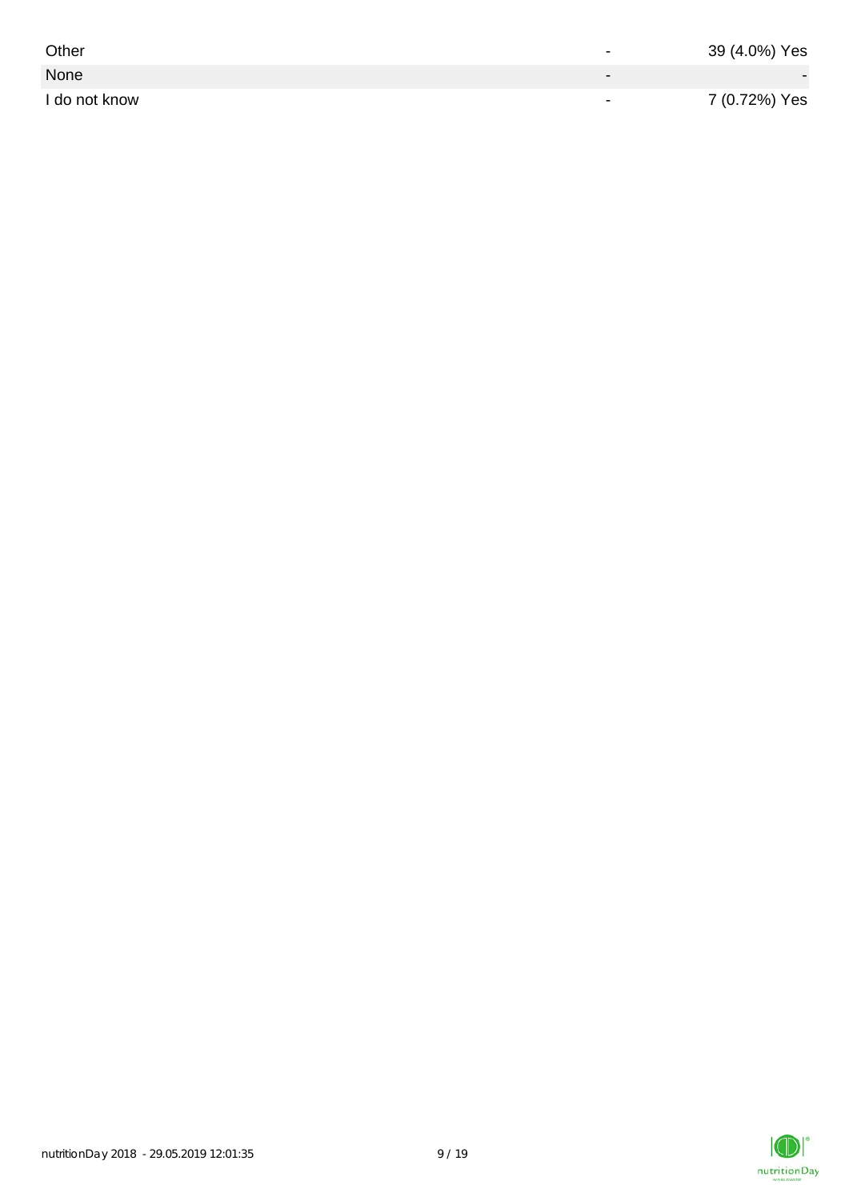|  |  |  |
|---|---|---|
| Other | - | 39 (4.0%) Yes |
| None | - | - |
| I do not know | - | 7 (0.72%) Yes |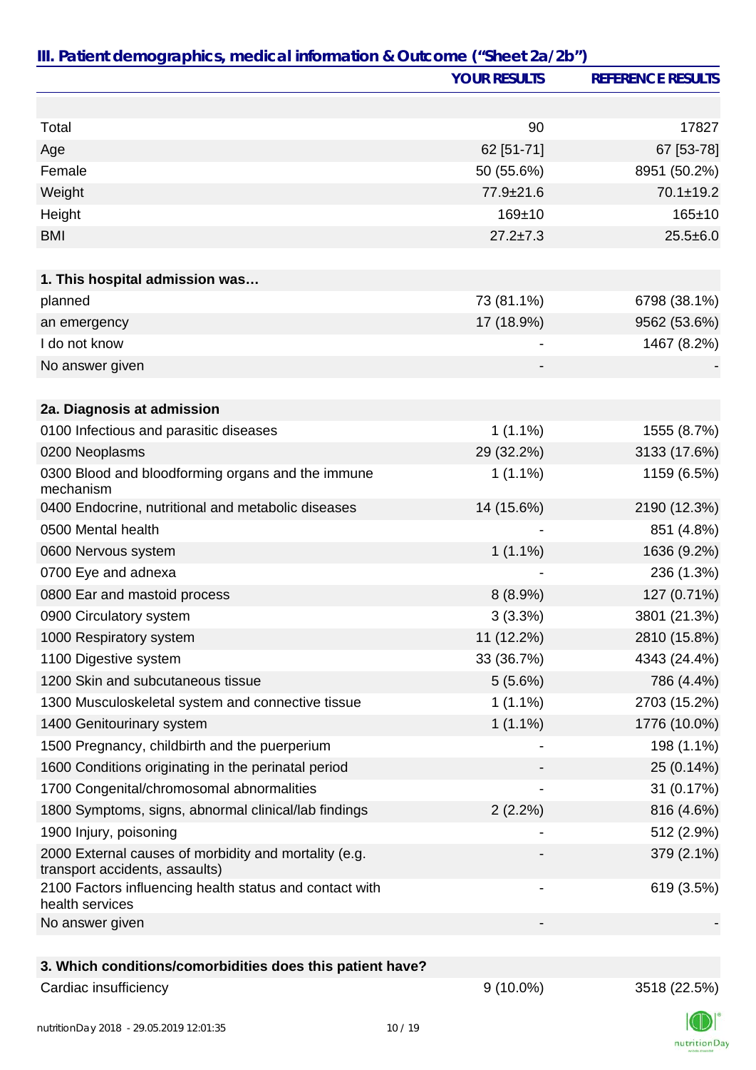## III. Patient demographics, medical information & Outcome ("Sheet 2a/2b")

| | YOUR RESULTS | REFERENCE RESULTS |
|---|---|---|
| Total | 90 | 17827 |
| Age | 62 [51-71] | 67 [53-78] |
| Female | 50 (55.6%) | 8951 (50.2%) |
| Weight | 77.9±21.6 | 70.1±19.2 |
| Height | 169±10 | 165±10 |
| BMI | 27.2±7.3 | 25.5±6.0 |
| **1. This hospital admission was…** | | |
| planned | 73 (81.1%) | 6798 (38.1%) |
| an emergency | 17 (18.9%) | 9562 (53.6%) |
| I do not know | - | 1467 (8.2%) |
| No answer given | - | - |
| **2a. Diagnosis at admission** | | |
| 0100 Infectious and parasitic diseases | 1 (1.1%) | 1555 (8.7%) |
| 0200 Neoplasms | 29 (32.2%) | 3133 (17.6%) |
| 0300 Blood and bloodforming organs and the immune mechanism | 1 (1.1%) | 1159 (6.5%) |
| 0400 Endocrine, nutritional and metabolic diseases | 14 (15.6%) | 2190 (12.3%) |
| 0500 Mental health | - | 851 (4.8%) |
| 0600 Nervous system | 1 (1.1%) | 1636 (9.2%) |
| 0700 Eye and adnexa | - | 236 (1.3%) |
| 0800 Ear and mastoid process | 8 (8.9%) | 127 (0.71%) |
| 0900 Circulatory system | 3 (3.3%) | 3801 (21.3%) |
| 1000 Respiratory system | 11 (12.2%) | 2810 (15.8%) |
| 1100 Digestive system | 33 (36.7%) | 4343 (24.4%) |
| 1200 Skin and subcutaneous tissue | 5 (5.6%) | 786 (4.4%) |
| 1300 Musculoskeletal system and connective tissue | 1 (1.1%) | 2703 (15.2%) |
| 1400 Genitourinary system | 1 (1.1%) | 1776 (10.0%) |
| 1500 Pregnancy, childbirth and the puerperium | - | 198 (1.1%) |
| 1600 Conditions originating in the perinatal period | - | 25 (0.14%) |
| 1700 Congenital/chromosomal abnormalities | - | 31 (0.17%) |
| 1800 Symptoms, signs, abnormal clinical/lab findings | 2 (2.2%) | 816 (4.6%) |
| 1900 Injury, poisoning | - | 512 (2.9%) |
| 2000 External causes of morbidity and mortality (e.g. transport accidents, assaults) | - | 379 (2.1%) |
| 2100 Factors influencing health status and contact with health services | - | 619 (3.5%) |
| No answer given | - | - |
| **3. Which conditions/comorbidities does this patient have?** | | |
| Cardiac insufficiency | 9 (10.0%) | 3518 (22.5%) |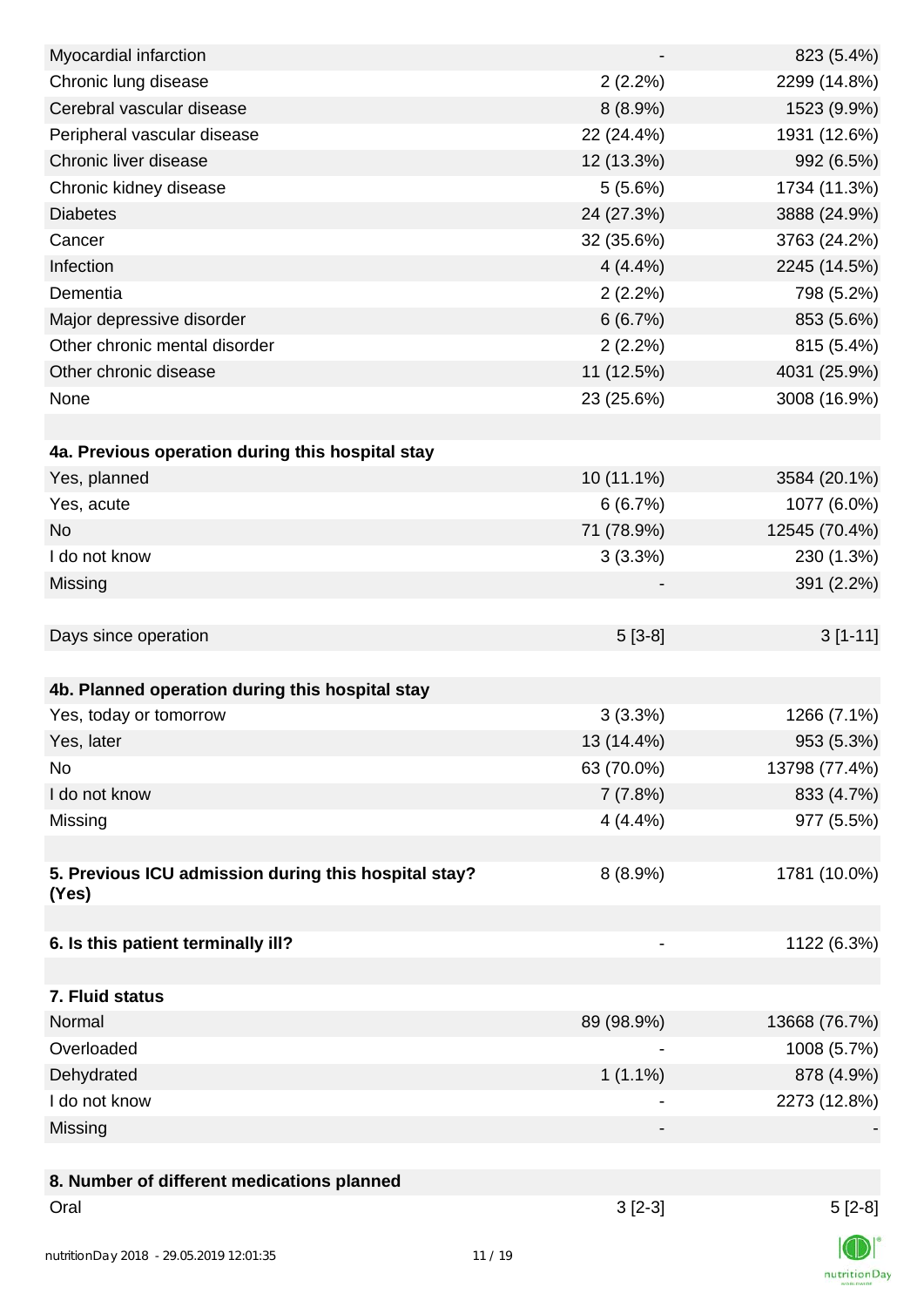| | | |
|---|---|---|
| Myocardial infarction | - | 823 (5.4%) |
| Chronic lung disease | 2 (2.2%) | 2299 (14.8%) |
| Cerebral vascular disease | 8 (8.9%) | 1523 (9.9%) |
| Peripheral vascular disease | 22 (24.4%) | 1931 (12.6%) |
| Chronic liver disease | 12 (13.3%) | 992 (6.5%) |
| Chronic kidney disease | 5 (5.6%) | 1734 (11.3%) |
| Diabetes | 24 (27.3%) | 3888 (24.9%) |
| Cancer | 32 (35.6%) | 3763 (24.2%) |
| Infection | 4 (4.4%) | 2245 (14.5%) |
| Dementia | 2 (2.2%) | 798 (5.2%) |
| Major depressive disorder | 6 (6.7%) | 853 (5.6%) |
| Other chronic mental disorder | 2 (2.2%) | 815 (5.4%) |
| Other chronic disease | 11 (12.5%) | 4031 (25.9%) |
| None | 23 (25.6%) | 3008 (16.9%) |
| | | |
| **4a. Previous operation during this hospital stay** | | |
| Yes, planned | 10 (11.1%) | 3584 (20.1%) |
| Yes, acute | 6 (6.7%) | 1077 (6.0%) |
| No | 71 (78.9%) | 12545 (70.4%) |
| I do not know | 3 (3.3%) | 230 (1.3%) |
| Missing | - | 391 (2.2%) |
| | | |
| Days since operation | 5 [3-8] | 3 [1-11] |
| | | |
| **4b. Planned operation during this hospital stay** | | |
| Yes, today or tomorrow | 3 (3.3%) | 1266 (7.1%) |
| Yes, later | 13 (14.4%) | 953 (5.3%) |
| No | 63 (70.0%) | 13798 (77.4%) |
| I do not know | 7 (7.8%) | 833 (4.7%) |
| Missing | 4 (4.4%) | 977 (5.5%) |
| | | |
| **5. Previous ICU admission during this hospital stay? (Yes)** | 8 (8.9%) | 1781 (10.0%) |
| | | |
| **6. Is this patient terminally ill?** | - | 1122 (6.3%) |
| | | |
| **7. Fluid status** | | |
| Normal | 89 (98.9%) | 13668 (76.7%) |
| Overloaded | - | 1008 (5.7%) |
| Dehydrated | 1 (1.1%) | 878 (4.9%) |
| I do not know | - | 2273 (12.8%) |
| Missing | - | - |
| | | |
| **8. Number of different medications planned** | | |
| Oral | 3 [2-3] | 5 [2-8] |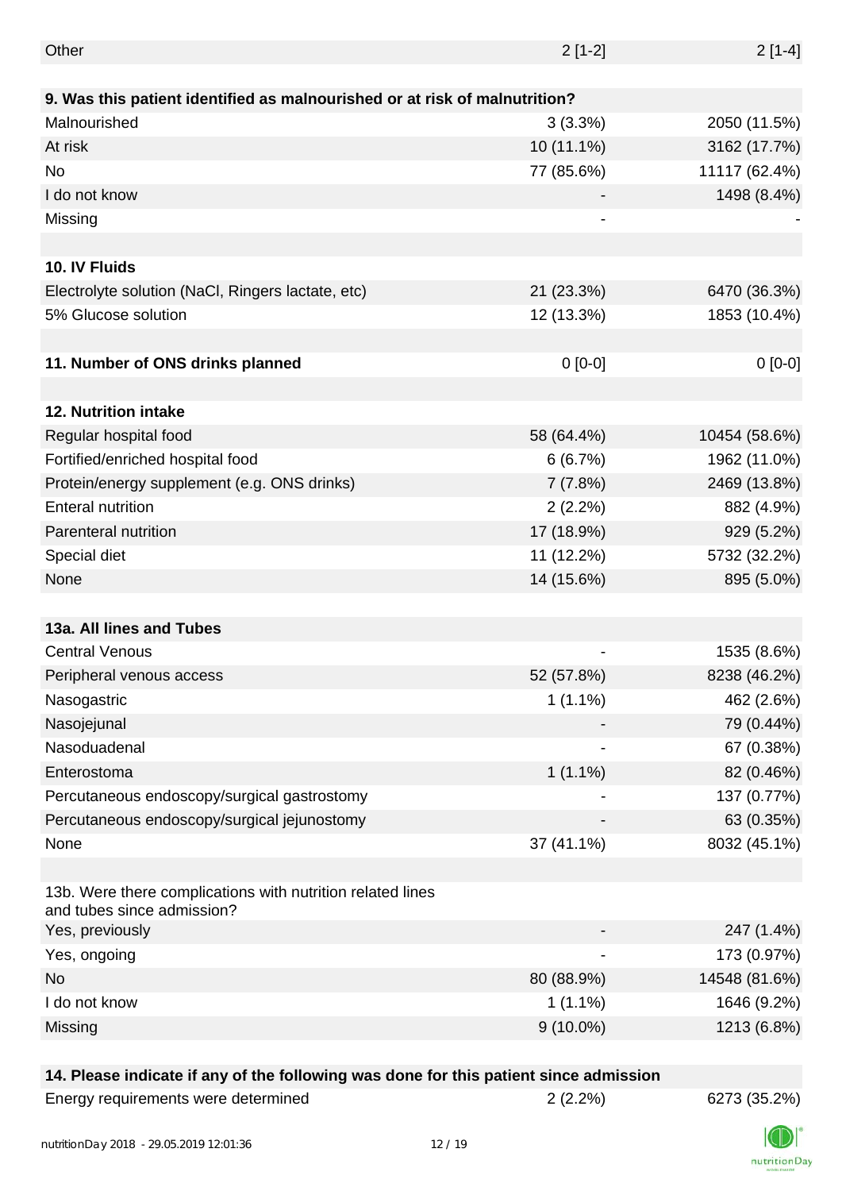| | | |
|---|---|---|
| Other | 2 [1-2] | 2 [1-4] |
| | | |
| **9. Was this patient identified as malnourished or at risk of malnutrition?** | | |
| Malnourished | 3 (3.3%) | 2050 (11.5%) |
| At risk | 10 (11.1%) | 3162 (17.7%) |
| No | 77 (85.6%) | 11117 (62.4%) |
| I do not know | - | 1498 (8.4%) |
| Missing | - | - |
| | | |
| **10. IV Fluids** | | |
| Electrolyte solution (NaCl, Ringers lactate, etc) | 21 (23.3%) | 6470 (36.3%) |
| 5% Glucose solution | 12 (13.3%) | 1853 (10.4%) |
| | | |
| **11. Number of ONS drinks planned** | 0 [0-0] | 0 [0-0] |
| | | |
| **12. Nutrition intake** | | |
| Regular hospital food | 58 (64.4%) | 10454 (58.6%) |
| Fortified/enriched hospital food | 6 (6.7%) | 1962 (11.0%) |
| Protein/energy supplement (e.g. ONS drinks) | 7 (7.8%) | 2469 (13.8%) |
| Enteral nutrition | 2 (2.2%) | 882 (4.9%) |
| Parenteral nutrition | 17 (18.9%) | 929 (5.2%) |
| Special diet | 11 (12.2%) | 5732 (32.2%) |
| None | 14 (15.6%) | 895 (5.0%) |
| | | |
| **13a. All lines and Tubes** | | |
| Central Venous | - | 1535 (8.6%) |
| Peripheral venous access | 52 (57.8%) | 8238 (46.2%) |
| Nasogastric | 1 (1.1%) | 462 (2.6%) |
| Nasojejunal | - | 79 (0.44%) |
| Nasoduadenal | - | 67 (0.38%) |
| Enterostoma | 1 (1.1%) | 82 (0.46%) |
| Percutaneous endoscopy/surgical gastrostomy | - | 137 (0.77%) |
| Percutaneous endoscopy/surgical jejunostomy | - | 63 (0.35%) |
| None | 37 (41.1%) | 8032 (45.1%) |
| | | |
| 13b. Were there complications with nutrition related lines and tubes since admission? | | |
| Yes, previously | - | 247 (1.4%) |
| Yes, ongoing | - | 173 (0.97%) |
| No | 80 (88.9%) | 14548 (81.6%) |
| I do not know | 1 (1.1%) | 1646 (9.2%) |
| Missing | 9 (10.0%) | 1213 (6.8%) |
| | | |
| **14. Please indicate if any of the following was done for this patient since admission** | | |
| Energy requirements were determined | 2 (2.2%) | 6273 (35.2%) |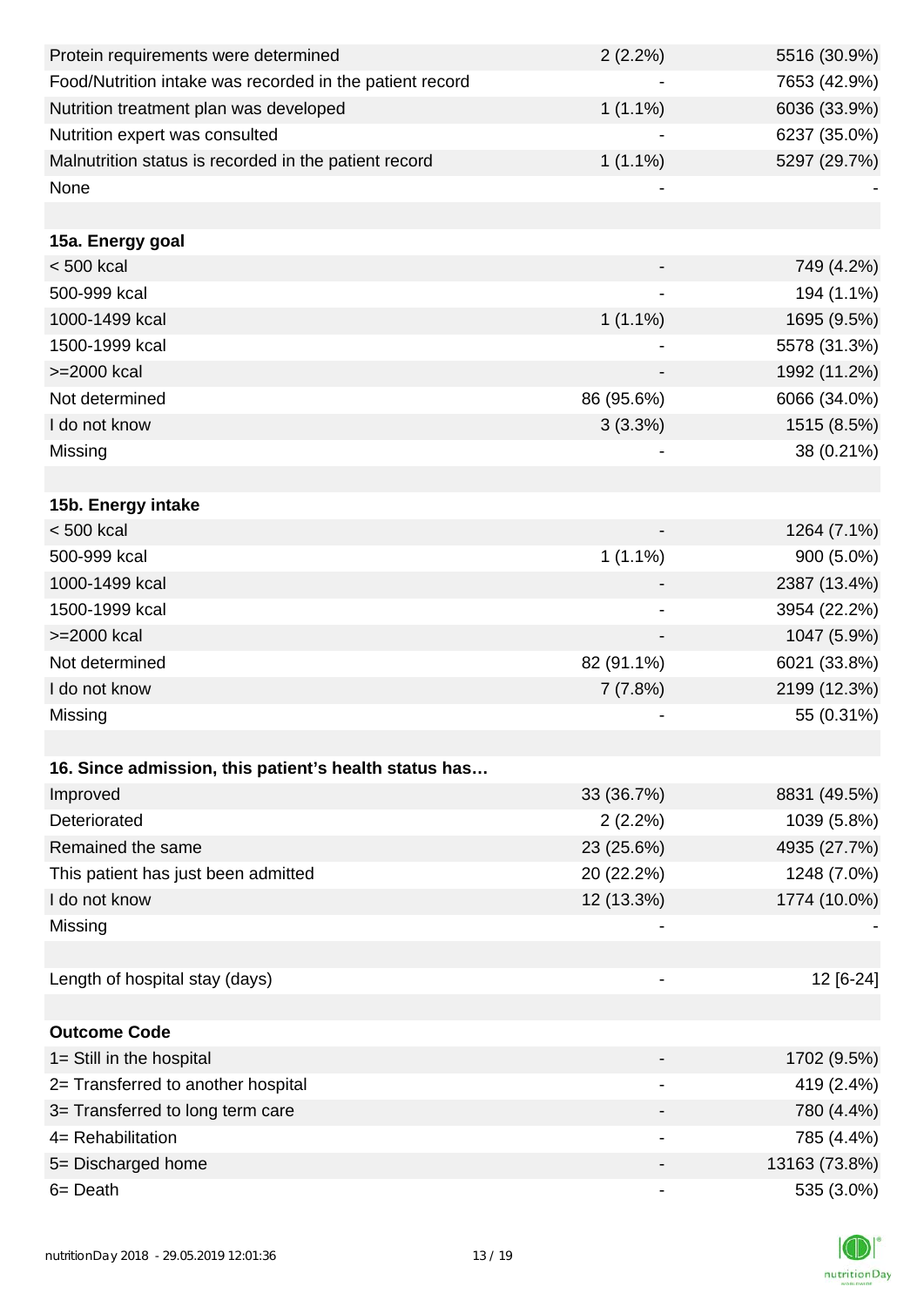| | | |
|---|---|---|
| Protein requirements were determined | 2 (2.2%) | 5516 (30.9%) |
| Food/Nutrition intake was recorded in the patient record | - | 7653 (42.9%) |
| Nutrition treatment plan was developed | 1 (1.1%) | 6036 (33.9%) |
| Nutrition expert was consulted | - | 6237 (35.0%) |
| Malnutrition status is recorded in the patient record | 1 (1.1%) | 5297 (29.7%) |
| None | - | - |
| | | |
| **15a. Energy goal** | | |
| < 500 kcal | - | 749 (4.2%) |
| 500-999 kcal | - | 194 (1.1%) |
| 1000-1499 kcal | 1 (1.1%) | 1695 (9.5%) |
| 1500-1999 kcal | - | 5578 (31.3%) |
| >=2000 kcal | - | 1992 (11.2%) |
| Not determined | 86 (95.6%) | 6066 (34.0%) |
| I do not know | 3 (3.3%) | 1515 (8.5%) |
| Missing | - | 38 (0.21%) |
| | | |
| **15b. Energy intake** | | |
| < 500 kcal | - | 1264 (7.1%) |
| 500-999 kcal | 1 (1.1%) | 900 (5.0%) |
| 1000-1499 kcal | - | 2387 (13.4%) |
| 1500-1999 kcal | - | 3954 (22.2%) |
| >=2000 kcal | - | 1047 (5.9%) |
| Not determined | 82 (91.1%) | 6021 (33.8%) |
| I do not know | 7 (7.8%) | 2199 (12.3%) |
| Missing | - | 55 (0.31%) |
| | | |
| **16. Since admission, this patient's health status has…** | | |
| Improved | 33 (36.7%) | 8831 (49.5%) |
| Deteriorated | 2 (2.2%) | 1039 (5.8%) |
| Remained the same | 23 (25.6%) | 4935 (27.7%) |
| This patient has just been admitted | 20 (22.2%) | 1248 (7.0%) |
| I do not know | 12 (13.3%) | 1774 (10.0%) |
| Missing | - | - |
| | | |
| Length of hospital stay (days) | - | 12 [6-24] |
| | | |
| **Outcome Code** | | |
| 1= Still in the hospital | - | 1702 (9.5%) |
| 2= Transferred to another hospital | - | 419 (2.4%) |
| 3= Transferred to long term care | - | 780 (4.4%) |
| 4= Rehabilitation | - | 785 (4.4%) |
| 5= Discharged home | - | 13163 (73.8%) |
| 6= Death | - | 535 (3.0%) |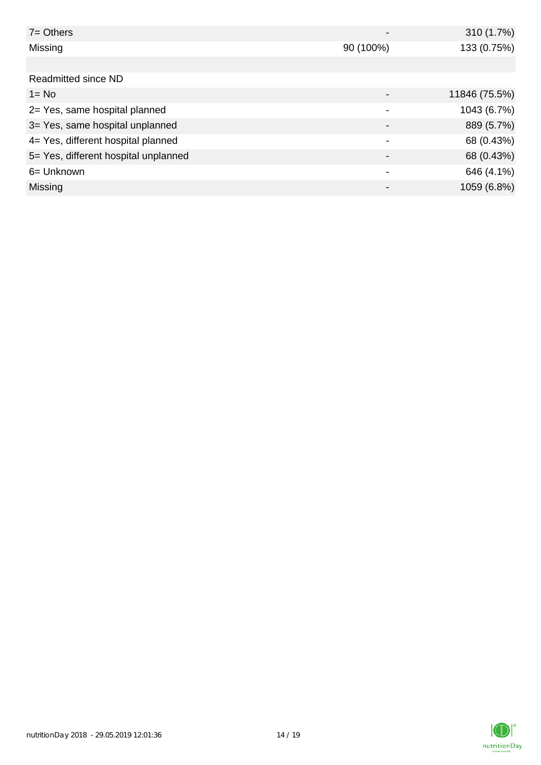| | | |
|---|---|---|
| 7= Others | - | 310 (1.7%) |
| Missing | 90 (100%) | 133 (0.75%) |
| | | |
| Readmitted since ND | | |
| 1= No | - | 11846 (75.5%) |
| 2= Yes, same hospital planned | - | 1043 (6.7%) |
| 3= Yes, same hospital unplanned | - | 889 (5.7%) |
| 4= Yes, different hospital planned | - | 68 (0.43%) |
| 5= Yes, different hospital unplanned | - | 68 (0.43%) |
| 6= Unknown | - | 646 (4.1%) |
| Missing | - | 1059 (6.8%) |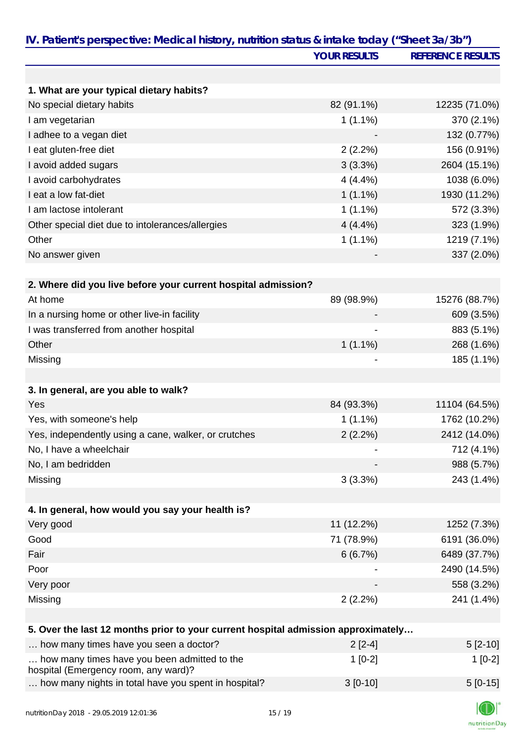## IV. Patient's perspective: Medical history, nutrition status & intake today ("Sheet 3a/3b")

| | YOUR RESULTS | REFERENCE RESULTS |
|---|---|---|
| **1. What are your typical dietary habits?** | | |
| No special dietary habits | 82 (91.1%) | 12235 (71.0%) |
| I am vegetarian | 1 (1.1%) | 370 (2.1%) |
| I adhee to a vegan diet | - | 132 (0.77%) |
| I eat gluten-free diet | 2 (2.2%) | 156 (0.91%) |
| I avoid added sugars | 3 (3.3%) | 2604 (15.1%) |
| I avoid carbohydrates | 4 (4.4%) | 1038 (6.0%) |
| I eat a low fat-diet | 1 (1.1%) | 1930 (11.2%) |
| I am lactose intolerant | 1 (1.1%) | 572 (3.3%) |
| Other special diet due to intolerances/allergies | 4 (4.4%) | 323 (1.9%) |
| Other | 1 (1.1%) | 1219 (7.1%) |
| No answer given | - | 337 (2.0%) |
| **2. Where did you live before your current hospital admission?** | | |
| At home | 89 (98.9%) | 15276 (88.7%) |
| In a nursing home or other live-in facility | - | 609 (3.5%) |
| I was transferred from another hospital | - | 883 (5.1%) |
| Other | 1 (1.1%) | 268 (1.6%) |
| Missing | - | 185 (1.1%) |
| **3. In general, are you able to walk?** | | |
| Yes | 84 (93.3%) | 11104 (64.5%) |
| Yes, with someone's help | 1 (1.1%) | 1762 (10.2%) |
| Yes, independently using a cane, walker, or crutches | 2 (2.2%) | 2412 (14.0%) |
| No, I have a wheelchair | - | 712 (4.1%) |
| No, I am bedridden | - | 988 (5.7%) |
| Missing | 3 (3.3%) | 243 (1.4%) |
| **4. In general, how would you say your health is?** | | |
| Very good | 11 (12.2%) | 1252 (7.3%) |
| Good | 71 (78.9%) | 6191 (36.0%) |
| Fair | 6 (6.7%) | 6489 (37.7%) |
| Poor | - | 2490 (14.5%) |
| Very poor | - | 558 (3.2%) |
| Missing | 2 (2.2%) | 241 (1.4%) |
| **5. Over the last 12 months prior to your current hospital admission approximately…** | | |
| … how many times have you seen a doctor? | 2 [2-4] | 5 [2-10] |
| … how many times have you been admitted to the hospital (Emergency room, any ward)? | 1 [0-2] | 1 [0-2] |
| … how many nights in total have you spent in hospital? | 3 [0-10] | 5 [0-15] |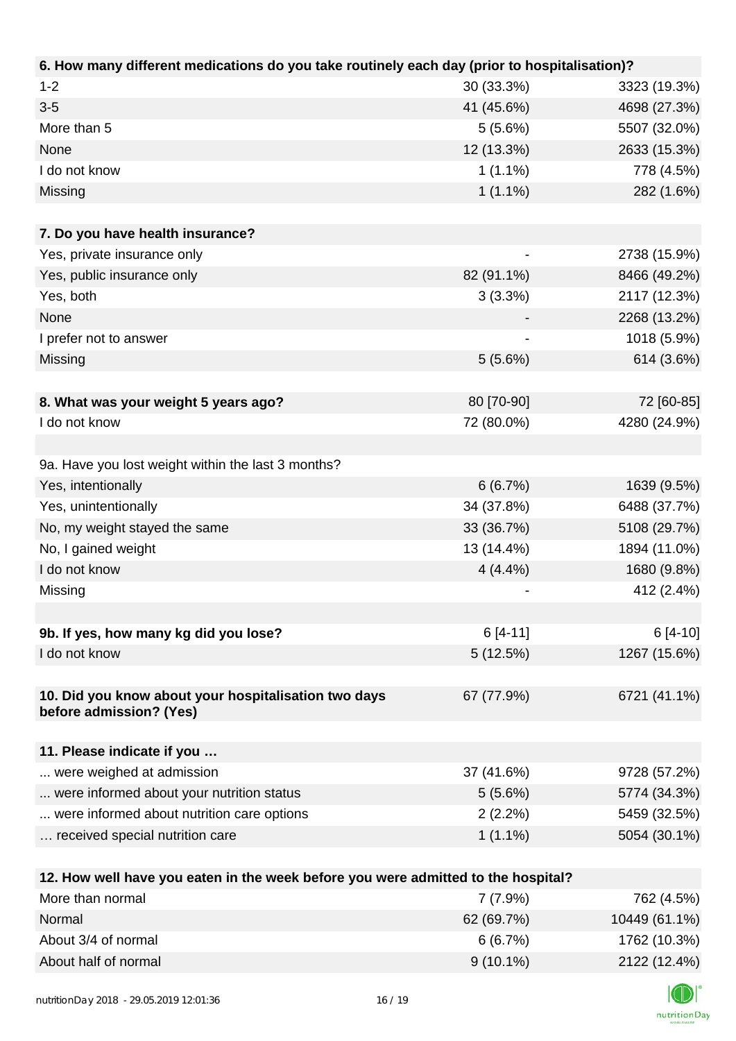| 6. How many different medications do you take routinely each day (prior to hospitalisation)? | | |
|---|---|---|
| 1-2 | 30 (33.3%) | 3323 (19.3%) |
| 3-5 | 41 (45.6%) | 4698 (27.3%) |
| More than 5 | 5 (5.6%) | 5507 (32.0%) |
| None | 12 (13.3%) | 2633 (15.3%) |
| I do not know | 1 (1.1%) | 778 (4.5%) |
| Missing | 1 (1.1%) | 282 (1.6%) |

| 7. Do you have health insurance? | | |
|---|---|---|
| Yes, private insurance only | - | 2738 (15.9%) |
| Yes, public insurance only | 82 (91.1%) | 8466 (49.2%) |
| Yes, both | 3 (3.3%) | 2117 (12.3%) |
| None | - | 2268 (13.2%) |
| I prefer not to answer | - | 1018 (5.9%) |
| Missing | 5 (5.6%) | 614 (3.6%) |

| 8. What was your weight 5 years ago? | 80 [70-90] | 72 [60-85] |
|---|---|---|
| I do not know | 72 (80.0%) | 4280 (24.9%) |

| 9a. Have you lost weight within the last 3 months? | | |
|---|---|---|
| Yes, intentionally | 6 (6.7%) | 1639 (9.5%) |
| Yes, unintentionally | 34 (37.8%) | 6488 (37.7%) |
| No, my weight stayed the same | 33 (36.7%) | 5108 (29.7%) |
| No, I gained weight | 13 (14.4%) | 1894 (11.0%) |
| I do not know | 4 (4.4%) | 1680 (9.8%) |
| Missing | - | 412 (2.4%) |

| 9b. If yes, how many kg did you lose? | 6 [4-11] | 6 [4-10] |
|---|---|---|
| I do not know | 5 (12.5%) | 1267 (15.6%) |

| 10. Did you know about your hospitalisation two days before admission? (Yes) | 67 (77.9%) | 6721 (41.1%) |
|---|---|---|

| 11. Please indicate if you … | | |
|---|---|---|
| ... were weighed at admission | 37 (41.6%) | 9728 (57.2%) |
| ... were informed about your nutrition status | 5 (5.6%) | 5774 (34.3%) |
| ... were informed about nutrition care options | 2 (2.2%) | 5459 (32.5%) |
| … received special nutrition care | 1 (1.1%) | 5054 (30.1%) |

| 12. How well have you eaten in the week before you were admitted to the hospital? | | |
|---|---|---|
| More than normal | 7 (7.9%) | 762 (4.5%) |
| Normal | 62 (69.7%) | 10449 (61.1%) |
| About 3/4 of normal | 6 (6.7%) | 1762 (10.3%) |
| About half of normal | 9 (10.1%) | 2122 (12.4%) |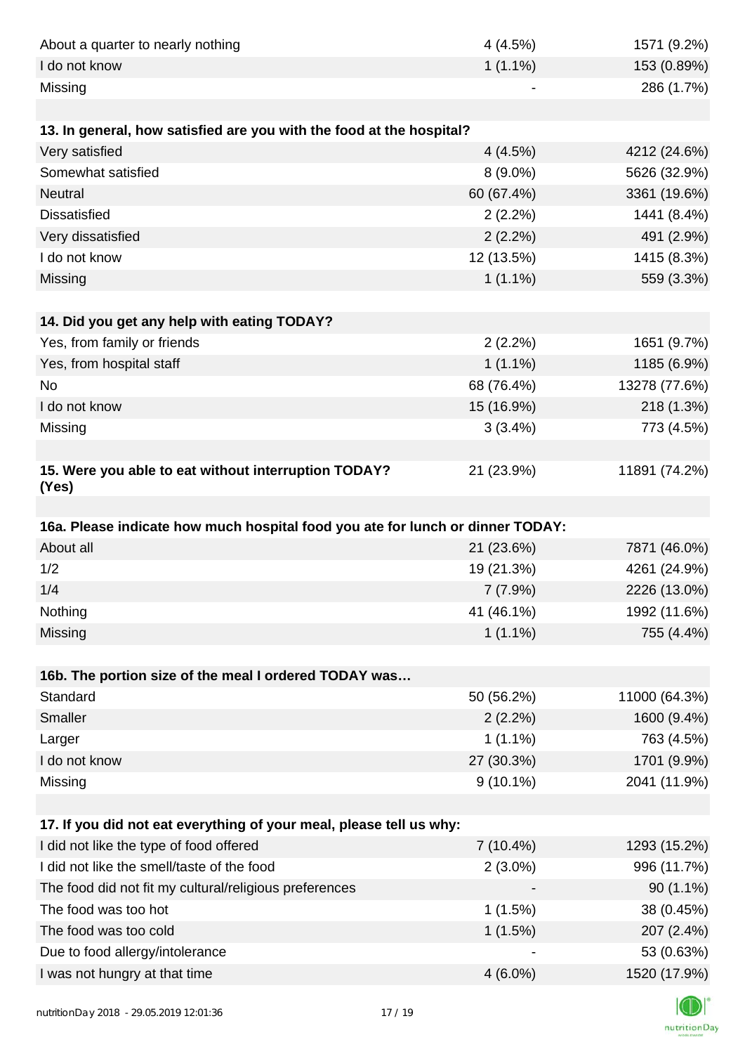| | | |
|---|---|---|
| About a quarter to nearly nothing | 4 (4.5%) | 1571 (9.2%) |
| I do not know | 1 (1.1%) | 153 (0.89%) |
| Missing | - | 286 (1.7%) |
| | | |
| **13. In general, how satisfied are you with the food at the hospital?** | | |
| Very satisfied | 4 (4.5%) | 4212 (24.6%) |
| Somewhat satisfied | 8 (9.0%) | 5626 (32.9%) |
| Neutral | 60 (67.4%) | 3361 (19.6%) |
| Dissatisfied | 2 (2.2%) | 1441 (8.4%) |
| Very dissatisfied | 2 (2.2%) | 491 (2.9%) |
| I do not know | 12 (13.5%) | 1415 (8.3%) |
| Missing | 1 (1.1%) | 559 (3.3%) |
| | | |
| **14. Did you get any help with eating TODAY?** | | |
| Yes, from family or friends | 2 (2.2%) | 1651 (9.7%) |
| Yes, from hospital staff | 1 (1.1%) | 1185 (6.9%) |
| No | 68 (76.4%) | 13278 (77.6%) |
| I do not know | 15 (16.9%) | 218 (1.3%) |
| Missing | 3 (3.4%) | 773 (4.5%) |
| | | |
| **15. Were you able to eat without interruption TODAY? (Yes)** | 21 (23.9%) | 11891 (74.2%) |
| | | |
| **16a. Please indicate how much hospital food you ate for lunch or dinner TODAY:** | | |
| About all | 21 (23.6%) | 7871 (46.0%) |
| 1/2 | 19 (21.3%) | 4261 (24.9%) |
| 1/4 | 7 (7.9%) | 2226 (13.0%) |
| Nothing | 41 (46.1%) | 1992 (11.6%) |
| Missing | 1 (1.1%) | 755 (4.4%) |
| | | |
| **16b. The portion size of the meal I ordered TODAY was…** | | |
| Standard | 50 (56.2%) | 11000 (64.3%) |
| Smaller | 2 (2.2%) | 1600 (9.4%) |
| Larger | 1 (1.1%) | 763 (4.5%) |
| I do not know | 27 (30.3%) | 1701 (9.9%) |
| Missing | 9 (10.1%) | 2041 (11.9%) |
| | | |
| **17. If you did not eat everything of your meal, please tell us why:** | | |
| I did not like the type of food offered | 7 (10.4%) | 1293 (15.2%) |
| I did not like the smell/taste of the food | 2 (3.0%) | 996 (11.7%) |
| The food did not fit my cultural/religious preferences | - | 90 (1.1%) |
| The food was too hot | 1 (1.5%) | 38 (0.45%) |
| The food was too cold | 1 (1.5%) | 207 (2.4%) |
| Due to food allergy/intolerance | - | 53 (0.63%) |
| I was not hungry at that time | 4 (6.0%) | 1520 (17.9%) |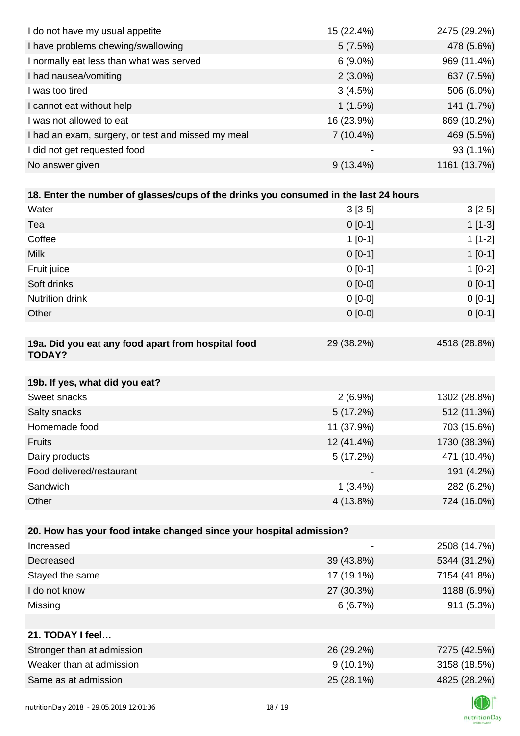| | | |
|---|---|---|
| I do not have my usual appetite | 15 (22.4%) | 2475 (29.2%) |
| I have problems chewing/swallowing | 5 (7.5%) | 478 (5.6%) |
| I normally eat less than what was served | 6 (9.0%) | 969 (11.4%) |
| I had nausea/vomiting | 2 (3.0%) | 637 (7.5%) |
| I was too tired | 3 (4.5%) | 506 (6.0%) |
| I cannot eat without help | 1 (1.5%) | 141 (1.7%) |
| I was not allowed to eat | 16 (23.9%) | 869 (10.2%) |
| I had an exam, surgery, or test and missed my meal | 7 (10.4%) | 469 (5.5%) |
| I did not get requested food | - | 93 (1.1%) |
| No answer given | 9 (13.4%) | 1161 (13.7%) |

| **18. Enter the number of glasses/cups of the drinks you consumed in the last 24 hours** | | |
|---|---|---|
| Water | 3 [3-5] | 3 [2-5] |
| Tea | 0 [0-1] | 1 [1-3] |
| Coffee | 1 [0-1] | 1 [1-2] |
| Milk | 0 [0-1] | 1 [0-1] |
| Fruit juice | 0 [0-1] | 1 [0-2] |
| Soft drinks | 0 [0-0] | 0 [0-1] |
| Nutrition drink | 0 [0-0] | 0 [0-1] |
| Other | 0 [0-0] | 0 [0-1] |

| **19a. Did you eat any food apart from hospital food TODAY?** | 29 (38.2%) | 4518 (28.8%) |
|---|---|---|

| **19b. If yes, what did you eat?** | | |
|---|---|---|
| Sweet snacks | 2 (6.9%) | 1302 (28.8%) |
| Salty snacks | 5 (17.2%) | 512 (11.3%) |
| Homemade food | 11 (37.9%) | 703 (15.6%) |
| Fruits | 12 (41.4%) | 1730 (38.3%) |
| Dairy products | 5 (17.2%) | 471 (10.4%) |
| Food delivered/restaurant | - | 191 (4.2%) |
| Sandwich | 1 (3.4%) | 282 (6.2%) |
| Other | 4 (13.8%) | 724 (16.0%) |

| **20. How has your food intake changed since your hospital admission?** | | |
|---|---|---|
| Increased | - | 2508 (14.7%) |
| Decreased | 39 (43.8%) | 5344 (31.2%) |
| Stayed the same | 17 (19.1%) | 7154 (41.8%) |
| I do not know | 27 (30.3%) | 1188 (6.9%) |
| Missing | 6 (6.7%) | 911 (5.3%) |

| **21. TODAY I feel…** | | |
|---|---|---|
| Stronger than at admission | 26 (29.2%) | 7275 (42.5%) |
| Weaker than at admission | 9 (10.1%) | 3158 (18.5%) |
| Same as at admission | 25 (28.1%) | 4825 (28.2%) |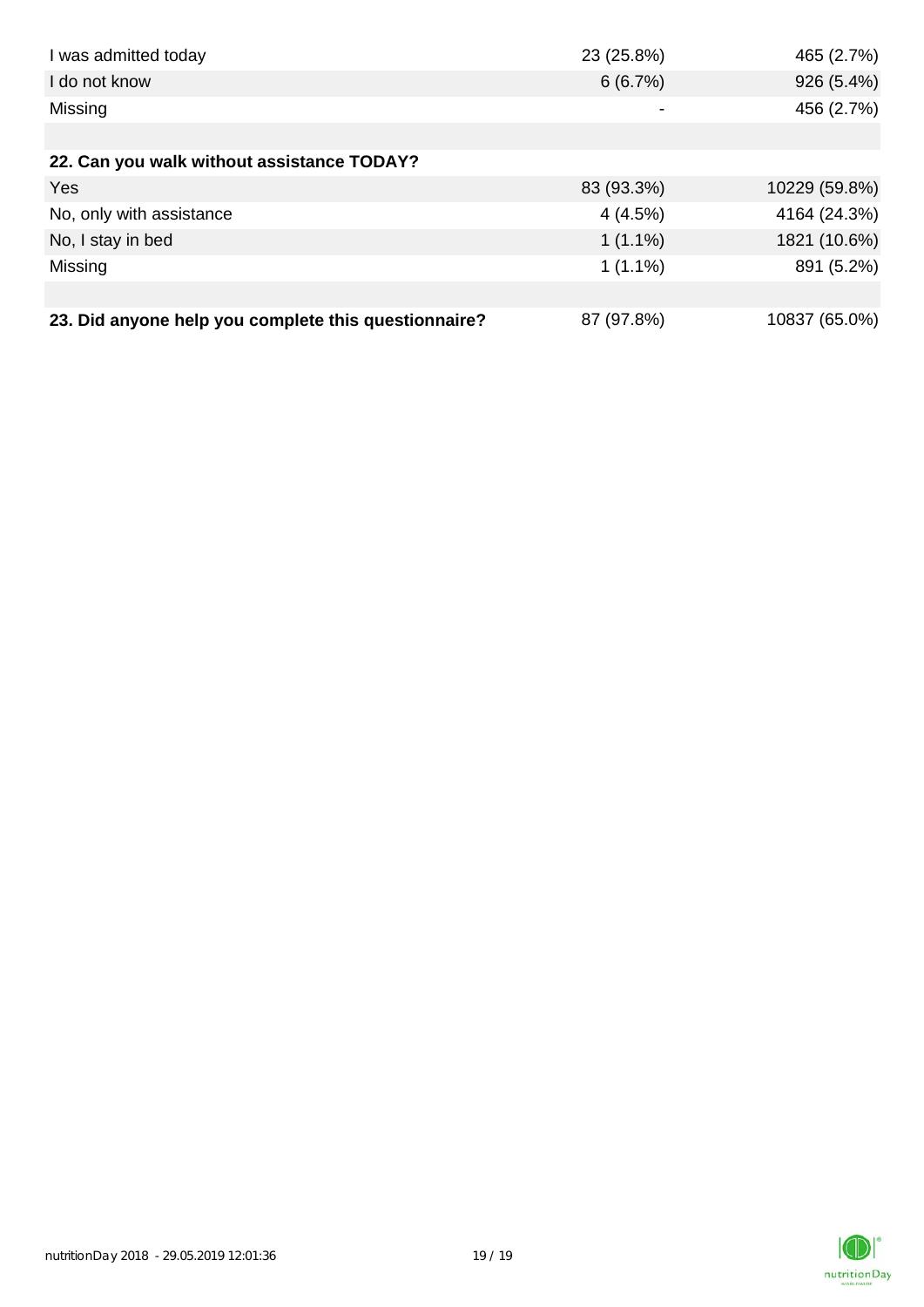| | | |
|---|---|---|
| I was admitted today | 23 (25.8%) | 465 (2.7%) |
| I do not know | 6 (6.7%) | 926 (5.4%) |
| Missing | - | 456 (2.7%) |
| | | |
| **22. Can you walk without assistance TODAY?** | | |
| Yes | 83 (93.3%) | 10229 (59.8%) |
| No, only with assistance | 4 (4.5%) | 4164 (24.3%) |
| No, I stay in bed | 1 (1.1%) | 1821 (10.6%) |
| Missing | 1 (1.1%) | 891 (5.2%) |
| | | |
| **23. Did anyone help you complete this questionnaire?** | 87 (97.8%) | 10837 (65.0%) |